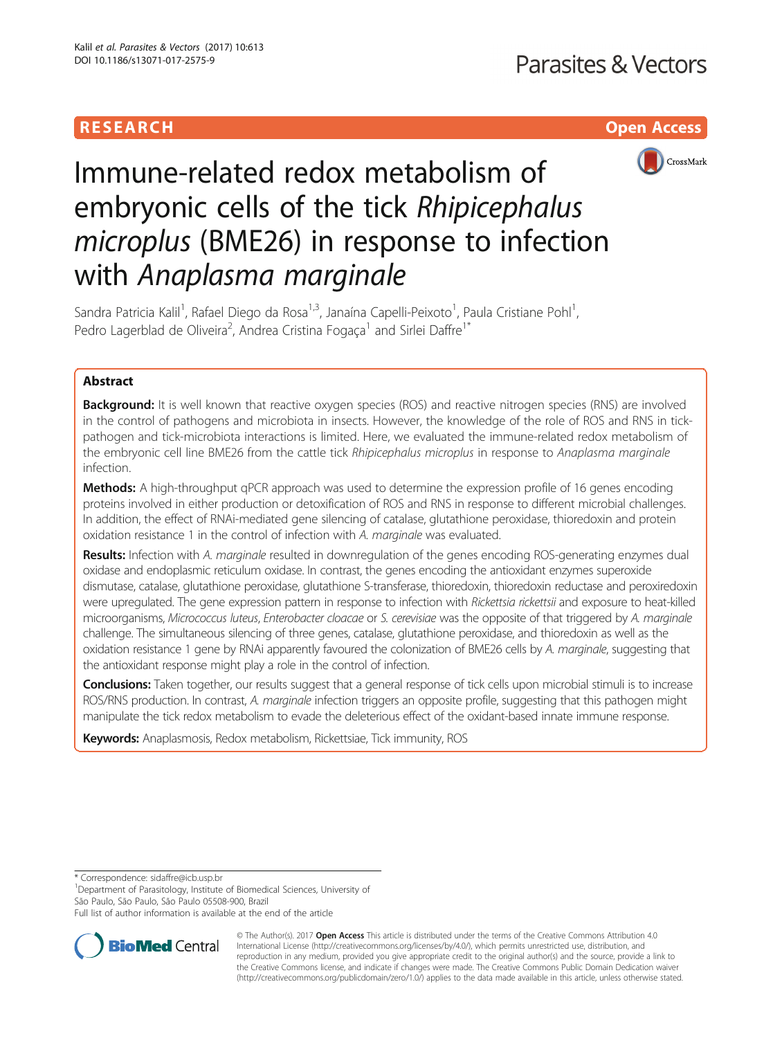RESEARCH **Open Access**

# Immune-related redox metabolism of embryonic cells of the tick *Rhipicephalus microplus* (BME26) in response to infection with *Anaplasma marginale*

Sandra Patricia Kalil[1], Rafael Diego da Rosa[1,3], Janaína Capelli-Peixoto[1], Paula Cristiane Pohl[1], Pedro Lagerblad de Oliveira[2], Andrea Cristina Fogaça[1] and Sirlei Daffre[1*]

## Abstract

**Background:** It is well known that reactive oxygen species (ROS) and reactive nitrogen species (RNS) are involved in the control of pathogens and microbiota in insects. However, the knowledge of the role of ROS and RNS in tick-pathogen and tick-microbiota interactions is limited. Here, we evaluated the immune-related redox metabolism of the embryonic cell line BME26 from the cattle tick *Rhipicephalus microplus* in response to *Anaplasma marginale* infection.

**Methods:** A high-throughput qPCR approach was used to determine the expression profile of 16 genes encoding proteins involved in either production or detoxification of ROS and RNS in response to different microbial challenges. In addition, the effect of RNAi-mediated gene silencing of catalase, glutathione peroxidase, thioredoxin and protein oxidation resistance 1 in the control of infection with *A. marginale* was evaluated.

**Results:** Infection with *A. marginale* resulted in downregulation of the genes encoding ROS-generating enzymes dual oxidase and endoplasmic reticulum oxidase. In contrast, the genes encoding the antioxidant enzymes superoxide dismutase, catalase, glutathione peroxidase, glutathione S-transferase, thioredoxin, thioredoxin reductase and peroxiredoxin were upregulated. The gene expression pattern in response to infection with *Rickettsia rickettsii* and exposure to heat-killed microorganisms, *Micrococcus luteus*, *Enterobacter cloacae* or *S. cerevisiae* was the opposite of that triggered by *A. marginale* challenge. The simultaneous silencing of three genes, catalase, glutathione peroxidase, and thioredoxin as well as the oxidation resistance 1 gene by RNAi apparently favoured the colonization of BME26 cells by *A. marginale*, suggesting that the antioxidant response might play a role in the control of infection.

**Conclusions:** Taken together, our results suggest that a general response of tick cells upon microbial stimuli is to increase ROS/RNS production. In contrast, *A. marginale* infection triggers an opposite profile, suggesting that this pathogen might manipulate the tick redox metabolism to evade the deleterious effect of the oxidant-based innate immune response.

**Keywords:** Anaplasmosis, Redox metabolism, Rickettsiae, Tick immunity, ROS

\* Correspondence: sidaffre@icb.usp.br
[1]Department of Parasitology, Institute of Biomedical Sciences, University of São Paulo, São Paulo, São Paulo 05508-900, Brazil
Full list of author information is available at the end of the article

© The Author(s). 2017 **Open Access** This article is distributed under the terms of the Creative Commons Attribution 4.0 International License (http://creativecommons.org/licenses/by/4.0/), which permits unrestricted use, distribution, and reproduction in any medium, provided you give appropriate credit to the original author(s) and the source, provide a link to the Creative Commons license, and indicate if changes were made. The Creative Commons Public Domain Dedication waiver (http://creativecommons.org/publicdomain/zero/1.0/) applies to the data made available in this article, unless otherwise stated.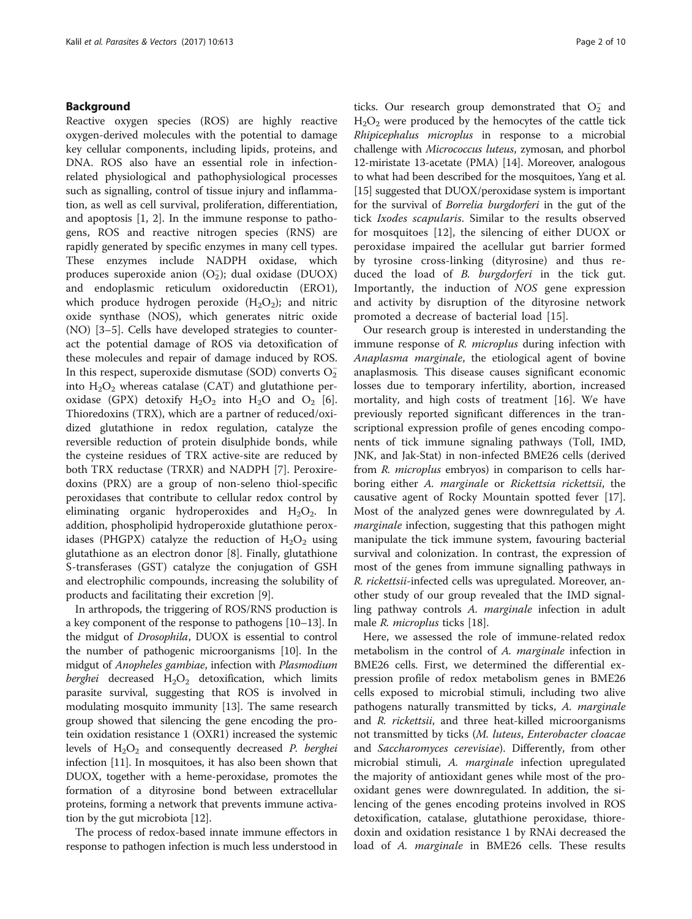## Background

Reactive oxygen species (ROS) are highly reactive oxygen-derived molecules with the potential to damage key cellular components, including lipids, proteins, and DNA. ROS also have an essential role in infection-related physiological and pathophysiological processes such as signalling, control of tissue injury and inflammation, as well as cell survival, proliferation, differentiation, and apoptosis [1, 2]. In the immune response to pathogens, ROS and reactive nitrogen species (RNS) are rapidly generated by specific enzymes in many cell types. These enzymes include NADPH oxidase, which produces superoxide anion ($O_2^-$); dual oxidase (DUOX) and endoplasmic reticulum oxidoreductin (ERO1), which produce hydrogen peroxide ($H_2O_2$); and nitric oxide synthase (NOS), which generates nitric oxide (NO) [3–5]. Cells have developed strategies to counteract the potential damage of ROS via detoxification of these molecules and repair of damage induced by ROS. In this respect, superoxide dismutase (SOD) converts $O_2^-$ into $H_2O_2$ whereas catalase (CAT) and glutathione peroxidase (GPX) detoxify $H_2O_2$ into $H_2O$ and $O_2$ [6]. Thioredoxins (TRX), which are a partner of reduced/oxidized glutathione in redox regulation, catalyze the reversible reduction of protein disulphide bonds, while the cysteine residues of TRX active-site are reduced by both TRX reductase (TRXR) and NADPH [7]. Peroxiredoxins (PRX) are a group of non-seleno thiol-specific peroxidases that contribute to cellular redox control by eliminating organic hydroperoxides and $H_2O_2$. In addition, phospholipid hydroperoxide glutathione peroxidases (PHGPX) catalyze the reduction of $H_2O_2$ using glutathione as an electron donor [8]. Finally, glutathione S-transferases (GST) catalyze the conjugation of GSH and electrophilic compounds, increasing the solubility of products and facilitating their excretion [9].

In arthropods, the triggering of ROS/RNS production is a key component of the response to pathogens [10–13]. In the midgut of *Drosophila*, DUOX is essential to control the number of pathogenic microorganisms [10]. In the midgut of *Anopheles gambiae*, infection with *Plasmodium berghei* decreased $H_2O_2$ detoxification, which limits parasite survival, suggesting that ROS is involved in modulating mosquito immunity [13]. The same research group showed that silencing the gene encoding the protein oxidation resistance 1 (OXR1) increased the systemic levels of $H_2O_2$ and consequently decreased *P. berghei* infection [11]. In mosquitoes, it has also been shown that DUOX, together with a heme-peroxidase, promotes the formation of a dityrosine bond between extracellular proteins, forming a network that prevents immune activation by the gut microbiota [12].

The process of redox-based innate immune effectors in response to pathogen infection is much less understood in ticks. Our research group demonstrated that $O_2^-$ and $H_2O_2$ were produced by the hemocytes of the cattle tick *Rhipicephalus microplus* in response to a microbial challenge with *Micrococcus luteus*, zymosan, and phorbol 12-miristate 13-acetate (PMA) [14]. Moreover, analogous to what had been described for the mosquitoes, Yang et al. [15] suggested that DUOX/peroxidase system is important for the survival of *Borrelia burgdorferi* in the gut of the tick *Ixodes scapularis*. Similar to the results observed for mosquitoes [12], the silencing of either DUOX or peroxidase impaired the acellular gut barrier formed by tyrosine cross-linking (dityrosine) and thus reduced the load of *B. burgdorferi* in the tick gut. Importantly, the induction of *NOS* gene expression and activity by disruption of the dityrosine network promoted a decrease of bacterial load [15].

Our research group is interested in understanding the immune response of *R. microplus* during infection with *Anaplasma marginale*, the etiological agent of bovine anaplasmosis. This disease causes significant economic losses due to temporary infertility, abortion, increased mortality, and high costs of treatment [16]. We have previously reported significant differences in the transcriptional expression profile of genes encoding components of tick immune signaling pathways (Toll, IMD, JNK, and Jak-Stat) in non-infected BME26 cells (derived from *R. microplus* embryos) in comparison to cells harboring either *A. marginale* or *Rickettsia rickettsii*, the causative agent of Rocky Mountain spotted fever [17]. Most of the analyzed genes were downregulated by *A. marginale* infection, suggesting that this pathogen might manipulate the tick immune system, favouring bacterial survival and colonization. In contrast, the expression of most of the genes from immune signalling pathways in *R. rickettsii*-infected cells was upregulated. Moreover, another study of our group revealed that the IMD signalling pathway controls *A. marginale* infection in adult male *R. microplus* ticks [18].

Here, we assessed the role of immune-related redox metabolism in the control of *A. marginale* infection in BME26 cells. First, we determined the differential expression profile of redox metabolism genes in BME26 cells exposed to microbial stimuli, including two alive pathogens naturally transmitted by ticks, *A. marginale* and *R. rickettsii*, and three heat-killed microorganisms not transmitted by ticks (*M. luteus*, *Enterobacter cloacae* and *Saccharomyces cerevisiae*). Differently, from other microbial stimuli, *A. marginale* infection upregulated the majority of antioxidant genes while most of the pro-oxidant genes were downregulated. In addition, the silencing of the genes encoding proteins involved in ROS detoxification, catalase, glutathione peroxidase, thioredoxin and oxidation resistance 1 by RNAi decreased the load of *A. marginale* in BME26 cells. These results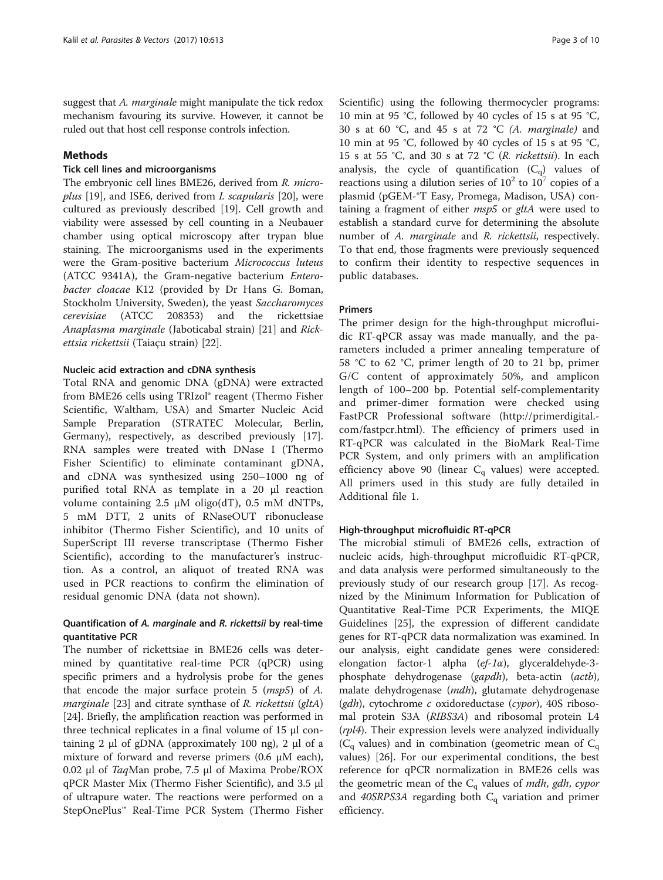suggest that *A. marginale* might manipulate the tick redox mechanism favouring its survive. However, it cannot be ruled out that host cell response controls infection.

## Methods

### Tick cell lines and microorganisms

The embryonic cell lines BME26, derived from *R. microplus* [19], and ISE6, derived from *I. scapularis* [20], were cultured as previously described [19]. Cell growth and viability were assessed by cell counting in a Neubauer chamber using optical microscopy after trypan blue staining. The microorganisms used in the experiments were the Gram-positive bacterium *Micrococcus luteus* (ATCC 9341A), the Gram-negative bacterium *Enterobacter cloacae* K12 (provided by Dr Hans G. Boman, Stockholm University, Sweden), the yeast *Saccharomyces cerevisiae* (ATCC 208353) and the rickettsiae *Anaplasma marginale* (Jaboticabal strain) [21] and *Rickettsia rickettsii* (Taiaçu strain) [22].

### Nucleic acid extraction and cDNA synthesis

Total RNA and genomic DNA (gDNA) were extracted from BME26 cells using TRIzol® reagent (Thermo Fisher Scientific, Waltham, USA) and Smarter Nucleic Acid Sample Preparation (STRATEC Molecular, Berlin, Germany), respectively, as described previously [17]. RNA samples were treated with DNase I (Thermo Fisher Scientific) to eliminate contaminant gDNA, and cDNA was synthesized using 250–1000 ng of purified total RNA as template in a 20 μl reaction volume containing 2.5 μM oligo(dT), 0.5 mM dNTPs, 5 mM DTT, 2 units of RNaseOUT ribonuclease inhibitor (Thermo Fisher Scientific), and 10 units of SuperScript III reverse transcriptase (Thermo Fisher Scientific), according to the manufacturer's instruction. As a control, an aliquot of treated RNA was used in PCR reactions to confirm the elimination of residual genomic DNA (data not shown).

### Quantification of *A. marginale* and *R. rickettsii* by real-time quantitative PCR

The number of rickettsiae in BME26 cells was determined by quantitative real-time PCR (qPCR) using specific primers and a hydrolysis probe for the genes that encode the major surface protein 5 (*msp5*) of *A. marginale* [23] and citrate synthase of *R. rickettsii* (*gltA*) [24]. Briefly, the amplification reaction was performed in three technical replicates in a final volume of 15 μl containing 2 μl of gDNA (approximately 100 ng), 2 μl of a mixture of forward and reverse primers (0.6 μM each), 0.02 μl of *Taq*Man probe, 7.5 μl of Maxima Probe/ROX qPCR Master Mix (Thermo Fisher Scientific), and 3.5 μl of ultrapure water. The reactions were performed on a StepOnePlus™ Real-Time PCR System (Thermo Fisher Scientific) using the following thermocycler programs: 10 min at 95 °C, followed by 40 cycles of 15 s at 95 °C, 30 s at 60 °C, and 45 s at 72 °C *(A. marginale)* and 10 min at 95 °C, followed by 40 cycles of 15 s at 95 °C, 15 s at 55 °C, and 30 s at 72 °C (*R. rickettsii*). In each analysis, the cycle of quantification ($C_q$) values of reactions using a dilution series of $10^2$ to $10^7$ copies of a plasmid (pGEM-®T Easy, Promega, Madison, USA) containing a fragment of either *msp5* or *gltA* were used to establish a standard curve for determining the absolute number of *A. marginale* and *R. rickettsii*, respectively. To that end, those fragments were previously sequenced to confirm their identity to respective sequences in public databases.

### Primers

The primer design for the high-throughput microfluidic RT-qPCR assay was made manually, and the parameters included a primer annealing temperature of 58 °C to 62 °C, primer length of 20 to 21 bp, primer G/C content of approximately 50%, and amplicon length of 100–200 bp. Potential self-complementarity and primer-dimer formation were checked using FastPCR Professional software (http://primerdigital.com/fastpcr.html). The efficiency of primers used in RT-qPCR was calculated in the BioMark Real-Time PCR System, and only primers with an amplification efficiency above 90 (linear $C_q$ values) were accepted. All primers used in this study are fully detailed in Additional file 1.

### High-throughput microfluidic RT-qPCR

The microbial stimuli of BME26 cells, extraction of nucleic acids, high-throughput microfluidic RT-qPCR, and data analysis were performed simultaneously to the previously study of our research group [17]. As recognized by the Minimum Information for Publication of Quantitative Real-Time PCR Experiments, the MIQE Guidelines [25], the expression of different candidate genes for RT-qPCR data normalization was examined. In our analysis, eight candidate genes were considered: elongation factor-1 alpha (*ef-1α*), glyceraldehyde-3-phosphate dehydrogenase (*gapdh*), beta-actin (*actb*), malate dehydrogenase (*mdh*), glutamate dehydrogenase (*gdh*), cytochrome *c* oxidoreductase (*cypor*), 40S ribosomal protein S3A (*RIBS3A*) and ribosomal protein L4 (*rpl4*). Their expression levels were analyzed individually ($C_q$ values) and in combination (geometric mean of $C_q$ values) [26]. For our experimental conditions, the best reference for qPCR normalization in BME26 cells was the geometric mean of the $C_q$ values of *mdh*, *gdh*, *cypor* and *40SRPS3A* regarding both $C_q$ variation and primer efficiency.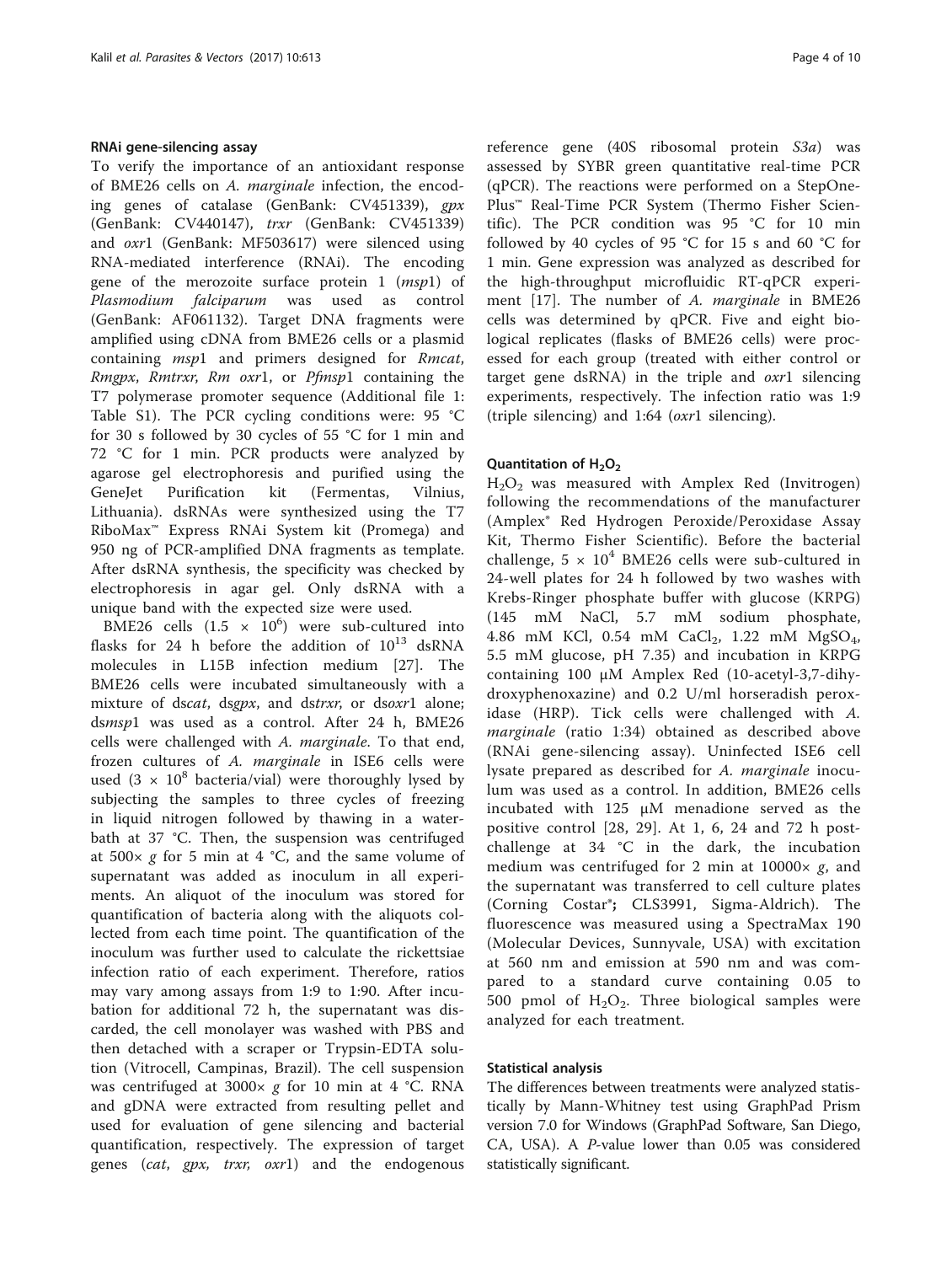### RNAi gene-silencing assay

To verify the importance of an antioxidant response of BME26 cells on *A. marginale* infection, the encoding genes of catalase (GenBank: CV451339), *gpx* (GenBank: CV440147), *trxr* (GenBank: CV451339) and *oxr*1 (GenBank: MF503617) were silenced using RNA-mediated interference (RNAi). The encoding gene of the merozoite surface protein 1 (*msp*1) of *Plasmodium falciparum* was used as control (GenBank: AF061132). Target DNA fragments were amplified using cDNA from BME26 cells or a plasmid containing *msp*1 and primers designed for *Rmcat*, *Rmgpx*, *Rmtrxr*, *Rm oxr*1, or *Pfmsp*1 containing the T7 polymerase promoter sequence (Additional file 1: Table S1). The PCR cycling conditions were: 95 °C for 30 s followed by 30 cycles of 55 °C for 1 min and 72 °C for 1 min. PCR products were analyzed by agarose gel electrophoresis and purified using the GeneJet Purification kit (Fermentas, Vilnius, Lithuania). dsRNAs were synthesized using the T7 RiboMax™ Express RNAi System kit (Promega) and 950 ng of PCR-amplified DNA fragments as template. After dsRNA synthesis, the specificity was checked by electrophoresis in agar gel. Only dsRNA with a unique band with the expected size were used.

BME26 cells ($1.5 \times 10^6$) were sub-cultured into flasks for 24 h before the addition of $10^{13}$ dsRNA molecules in L15B infection medium [27]. The BME26 cells were incubated simultaneously with a mixture of ds*cat*, ds*gpx*, and ds*trxr*, or ds*oxr*1 alone; ds*msp*1 was used as a control. After 24 h, BME26 cells were challenged with *A. marginale*. To that end, frozen cultures of *A. marginale* in ISE6 cells were used ($3 \times 10^8$ bacteria/vial) were thoroughly lysed by subjecting the samples to three cycles of freezing in liquid nitrogen followed by thawing in a water-bath at 37 °C. Then, the suspension was centrifuged at 500× *g* for 5 min at 4 °C, and the same volume of supernatant was added as inoculum in all experiments. An aliquot of the inoculum was stored for quantification of bacteria along with the aliquots collected from each time point. The quantification of the inoculum was further used to calculate the rickettsiae infection ratio of each experiment. Therefore, ratios may vary among assays from 1:9 to 1:90. After incubation for additional 72 h, the supernatant was discarded, the cell monolayer was washed with PBS and then detached with a scraper or Trypsin-EDTA solution (Vitrocell, Campinas, Brazil). The cell suspension was centrifuged at 3000× *g* for 10 min at 4 °C. RNA and gDNA were extracted from resulting pellet and used for evaluation of gene silencing and bacterial quantification, respectively. The expression of target genes (*cat*, *gpx*, *trxr*, *oxr*1) and the endogenous reference gene (40S ribosomal protein *S3a*) was assessed by SYBR green quantitative real-time PCR (qPCR). The reactions were performed on a StepOne-Plus™ Real-Time PCR System (Thermo Fisher Scientific). The PCR condition was 95 °C for 10 min followed by 40 cycles of 95 °C for 15 s and 60 °C for 1 min. Gene expression was analyzed as described for the high-throughput microfluidic RT-qPCR experiment [17]. The number of *A. marginale* in BME26 cells was determined by qPCR. Five and eight biological replicates (flasks of BME26 cells) were processed for each group (treated with either control or target gene dsRNA) in the triple and *oxr*1 silencing experiments, respectively. The infection ratio was 1:9 (triple silencing) and 1:64 (*oxr*1 silencing).

### Quantitation of $H_2O_2$

$H_2O_2$ was measured with Amplex Red (Invitrogen) following the recommendations of the manufacturer (Amplex® Red Hydrogen Peroxide/Peroxidase Assay Kit, Thermo Fisher Scientific). Before the bacterial challenge, $5 \times 10^4$ BME26 cells were sub-cultured in 24-well plates for 24 h followed by two washes with Krebs-Ringer phosphate buffer with glucose (KRPG) (145 mM NaCl, 5.7 mM sodium phosphate, 4.86 mM KCl, 0.54 mM $CaCl_2$, 1.22 mM $MgSO_4$, 5.5 mM glucose, pH 7.35) and incubation in KRPG containing 100 μM Amplex Red (10-acetyl-3,7-dihydroxyphenoxazine) and 0.2 U/ml horseradish peroxidase (HRP). Tick cells were challenged with *A. marginale* (ratio 1:34) obtained as described above (RNAi gene-silencing assay). Uninfected ISE6 cell lysate prepared as described for *A. marginale* inoculum was used as a control. In addition, BME26 cells incubated with 125 μM menadione served as the positive control [28, 29]. At 1, 6, 24 and 72 h post-challenge at 34 °C in the dark, the incubation medium was centrifuged for 2 min at 10000× *g*, and the supernatant was transferred to cell culture plates (Corning Costar®; CLS3991, Sigma-Aldrich). The fluorescence was measured using a SpectraMax 190 (Molecular Devices, Sunnyvale, USA) with excitation at 560 nm and emission at 590 nm and was compared to a standard curve containing 0.05 to 500 pmol of $H_2O_2$. Three biological samples were analyzed for each treatment.

### Statistical analysis

The differences between treatments were analyzed statistically by Mann-Whitney test using GraphPad Prism version 7.0 for Windows (GraphPad Software, San Diego, CA, USA). A *P*-value lower than 0.05 was considered statistically significant.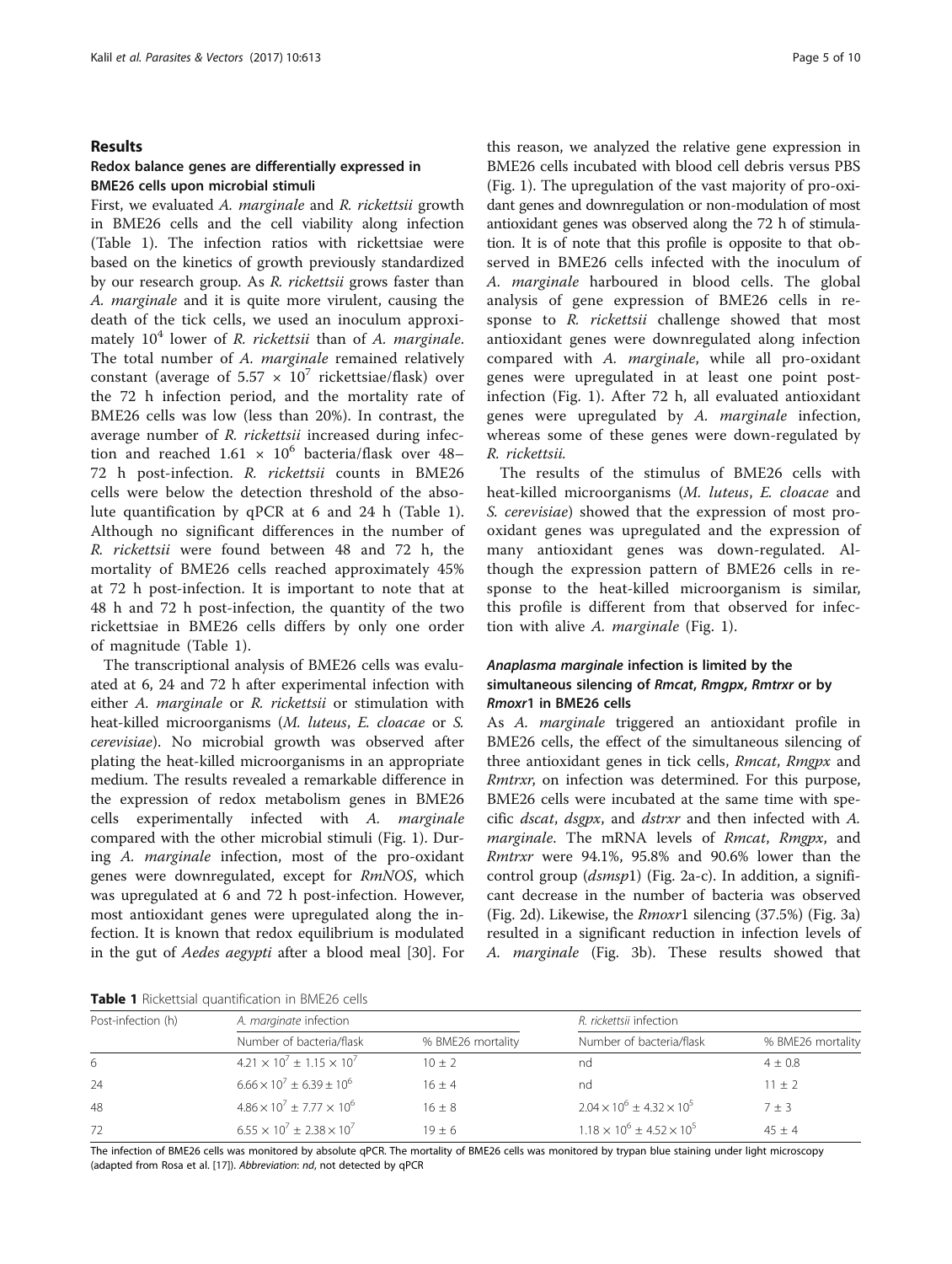## Results

### Redox balance genes are differentially expressed in BME26 cells upon microbial stimuli

First, we evaluated *A. marginale* and *R. rickettsii* growth in BME26 cells and the cell viability along infection (Table 1). The infection ratios with rickettsiae were based on the kinetics of growth previously standardized by our research group. As *R. rickettsii* grows faster than *A. marginale* and it is quite more virulent, causing the death of the tick cells, we used an inoculum approximately $10^4$ lower of *R. rickettsii* than of *A. marginale*. The total number of *A. marginale* remained relatively constant (average of $5.57 \times 10^7$ rickettsiae/flask) over the 72 h infection period, and the mortality rate of BME26 cells was low (less than 20%). In contrast, the average number of *R. rickettsii* increased during infection and reached $1.61 \times 10^6$ bacteria/flask over 48–72 h post-infection. *R. rickettsii* counts in BME26 cells were below the detection threshold of the absolute quantification by qPCR at 6 and 24 h (Table 1). Although no significant differences in the number of *R. rickettsii* were found between 48 and 72 h, the mortality of BME26 cells reached approximately 45% at 72 h post-infection. It is important to note that at 48 h and 72 h post-infection, the quantity of the two rickettsiae in BME26 cells differs by only one order of magnitude (Table 1).

The transcriptional analysis of BME26 cells was evaluated at 6, 24 and 72 h after experimental infection with either *A. marginale* or *R. rickettsii* or stimulation with heat-killed microorganisms (*M. luteus*, *E. cloacae* or *S. cerevisiae*). No microbial growth was observed after plating the heat-killed microorganisms in an appropriate medium. The results revealed a remarkable difference in the expression of redox metabolism genes in BME26 cells experimentally infected with *A. marginale* compared with the other microbial stimuli (Fig. 1). During *A. marginale* infection, most of the pro-oxidant genes were downregulated, except for *RmNOS*, which was upregulated at 6 and 72 h post-infection. However, most antioxidant genes were upregulated along the infection. It is known that redox equilibrium is modulated in the gut of *Aedes aegypti* after a blood meal [30]. For this reason, we analyzed the relative gene expression in BME26 cells incubated with blood cell debris versus PBS (Fig. 1). The upregulation of the vast majority of pro-oxidant genes and downregulation or non-modulation of most antioxidant genes was observed along the 72 h of stimulation. It is of note that this profile is opposite to that observed in BME26 cells infected with the inoculum of *A. marginale* harboured in blood cells. The global analysis of gene expression of BME26 cells in response to *R. rickettsii* challenge showed that most antioxidant genes were downregulated along infection compared with *A. marginale*, while all pro-oxidant genes were upregulated in at least one point post-infection (Fig. 1). After 72 h, all evaluated antioxidant genes were upregulated by *A. marginale* infection, whereas some of these genes were down-regulated by *R. rickettsii*.

The results of the stimulus of BME26 cells with heat-killed microorganisms (*M. luteus*, *E. cloacae* and *S. cerevisiae*) showed that the expression of most pro-oxidant genes was upregulated and the expression of many antioxidant genes was down-regulated. Although the expression pattern of BME26 cells in response to the heat-killed microorganism is similar, this profile is different from that observed for infection with alive *A. marginale* (Fig. 1).

### *Anaplasma marginale* infection is limited by the simultaneous silencing of *Rmcat*, *Rmgpx*, *Rmtrxr* or by *Rmoxr*1 in BME26 cells

As *A. marginale* triggered an antioxidant profile in BME26 cells, the effect of the simultaneous silencing of three antioxidant genes in tick cells, *Rmcat*, *Rmgpx* and *Rmtrxr*, on infection was determined. For this purpose, BME26 cells were incubated at the same time with specific *dscat*, *dsgpx*, and *dstrxr* and then infected with *A. marginale*. The mRNA levels of *Rmcat*, *Rmgpx*, and *Rmtrxr* were 94.1%, 95.8% and 90.6% lower than the control group (*dsmsp*1) (Fig. 2a-c). In addition, a significant decrease in the number of bacteria was observed (Fig. 2d). Likewise, the *Rmoxr*1 silencing (37.5%) (Fig. 3a) resulted in a significant reduction in infection levels of *A. marginale* (Fig. 3b). These results showed that

**Table 1** Rickettsial quantification in BME26 cells

| Post-infection (h) | *A. marginate* infection | | *R. rickettsii* infection | |
|---|---|---|---|---|
| | Number of bacteria/flask | % BME26 mortality | Number of bacteria/flask | % BME26 mortality |
| 6 | $4.21 \times 10^7 \pm 1.15 \times 10^7$ | 10 ± 2 | nd | 4 ± 0.8 |
| 24 | $6.66 \times 10^7 \pm 6.39 \pm 10^6$ | 16 ± 4 | nd | 11 ± 2 |
| 48 | $4.86 \times 10^7 \pm 7.77 \times 10^6$ | 16 ± 8 | $2.04 \times 10^6 \pm 4.32 \times 10^5$ | 7 ± 3 |
| 72 | $6.55 \times 10^7 \pm 2.38 \times 10^7$ | 19 ± 6 | $1.18 \times 10^6 \pm 4.52 \times 10^5$ | 45 ± 4 |

The infection of BME26 cells was monitored by absolute qPCR. The mortality of BME26 cells was monitored by trypan blue staining under light microscopy (adapted from Rosa et al. [17]). *Abbreviation*: *nd*, not detected by qPCR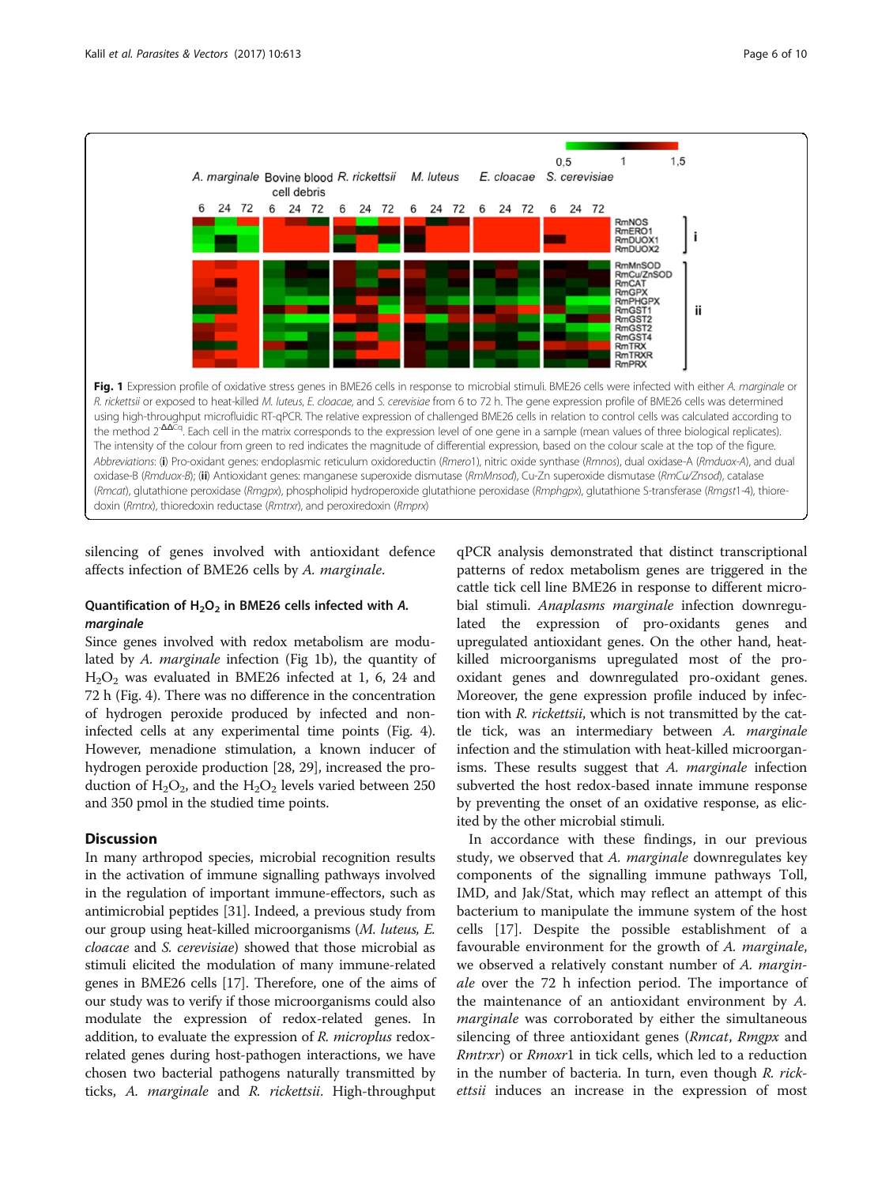0,5 1 1,5

*A. marginale* Bovine blood cell debris *R. rickettsii* *M. luteus* *E. cloacae* *S. cerevisiae*

6 24 72 6 24 72 6 24 72 6 24 72 6 24 72 6 24 72

RmNOS
RmERO1
RmDUOX1
RmDUOX2

i

RmMnSOD
RmCu/ZnSOD
RmCAT
RmGPX
RmPHGPX
RmGST1
RmGST2
RmGST2
RmGST4
RmTRX
RmTRXR
RmPRX

ii

**Fig. 1** Expression profile of oxidative stress genes in BME26 cells in response to microbial stimuli. BME26 cells were infected with either *A. marginale* or *R. rickettsii* or exposed to heat-killed *M. luteus*, *E. cloacae*, and *S. cerevisiae* from 6 to 72 h. The gene expression profile of BME26 cells was determined using high-throughput microfluidic RT-qPCR. The relative expression of challenged BME26 cells in relation to control cells was calculated according to the method $2^{-\Delta\Delta Cq}$. Each cell in the matrix corresponds to the expression level of one gene in a sample (mean values of three biological replicates). The intensity of the colour from green to red indicates the magnitude of differential expression, based on the colour scale at the top of the figure. *Abbreviations*: (**i**) Pro-oxidant genes: endoplasmic reticulum oxidoreductin (*Rmero*1), nitric oxide synthase (*Rmnos*), dual oxidase-A (*Rmduox-A*), and dual oxidase-B (*Rmduox-B*); (**ii**) Antioxidant genes: manganese superoxide dismutase (*RmMnsod*), Cu-Zn superoxide dismutase (*RmCu/Znsod*), catalase (*Rmcat*), glutathione peroxidase (*Rmgpx*), phospholipid hydroperoxide glutathione peroxidase (*Rmphgpx*), glutathione S-transferase (*Rmgst*1-4), thioredoxin (*Rmtrx*), thioredoxin reductase (*Rmtrxr*), and peroxiredoxin (*Rmprx*)

silencing of genes involved with antioxidant defence affects infection of BME26 cells by *A. marginale*.

### Quantification of $H_2O_2$ in BME26 cells infected with *A. marginale*

Since genes involved with redox metabolism are modulated by *A. marginale* infection (Fig 1b), the quantity of $H_2O_2$ was evaluated in BME26 infected at 1, 6, 24 and 72 h (Fig. 4). There was no difference in the concentration of hydrogen peroxide produced by infected and non-infected cells at any experimental time points (Fig. 4). However, menadione stimulation, a known inducer of hydrogen peroxide production [28, 29], increased the production of $H_2O_2$, and the $H_2O_2$ levels varied between 250 and 350 pmol in the studied time points.

## Discussion

In many arthropod species, microbial recognition results in the activation of immune signalling pathways involved in the regulation of important immune-effectors, such as antimicrobial peptides [31]. Indeed, a previous study from our group using heat-killed microorganisms (*M. luteus*, *E. cloacae* and *S. cerevisiae*) showed that those microbial as stimuli elicited the modulation of many immune-related genes in BME26 cells [17]. Therefore, one of the aims of our study was to verify if those microorganisms could also modulate the expression of redox-related genes. In addition, to evaluate the expression of *R. microplus* redox-related genes during host-pathogen interactions, we have chosen two bacterial pathogens naturally transmitted by ticks, *A. marginale* and *R. rickettsii*. High-throughput qPCR analysis demonstrated that distinct transcriptional patterns of redox metabolism genes are triggered in the cattle tick cell line BME26 in response to different microbial stimuli. *Anaplasms marginale* infection downregulated the expression of pro-oxidants genes and upregulated antioxidant genes. On the other hand, heat-killed microorganisms upregulated most of the pro-oxidant genes and downregulated pro-oxidant genes. Moreover, the gene expression profile induced by infection with *R. rickettsii*, which is not transmitted by the cattle tick, was an intermediary between *A. marginale* infection and the stimulation with heat-killed microorganisms. These results suggest that *A. marginale* infection subverted the host redox-based innate immune response by preventing the onset of an oxidative response, as elicited by the other microbial stimuli.

In accordance with these findings, in our previous study, we observed that *A. marginale* downregulates key components of the signalling immune pathways Toll, IMD, and Jak/Stat, which may reflect an attempt of this bacterium to manipulate the immune system of the host cells [17]. Despite the possible establishment of a favourable environment for the growth of *A. marginale*, we observed a relatively constant number of *A. marginale* over the 72 h infection period. The importance of the maintenance of an antioxidant environment by *A. marginale* was corroborated by either the simultaneous silencing of three antioxidant genes (*Rmcat*, *Rmgpx* and *Rmtrxr*) or *Rmoxr*1 in tick cells, which led to a reduction in the number of bacteria. In turn, even though *R. rickettsii* induces an increase in the expression of most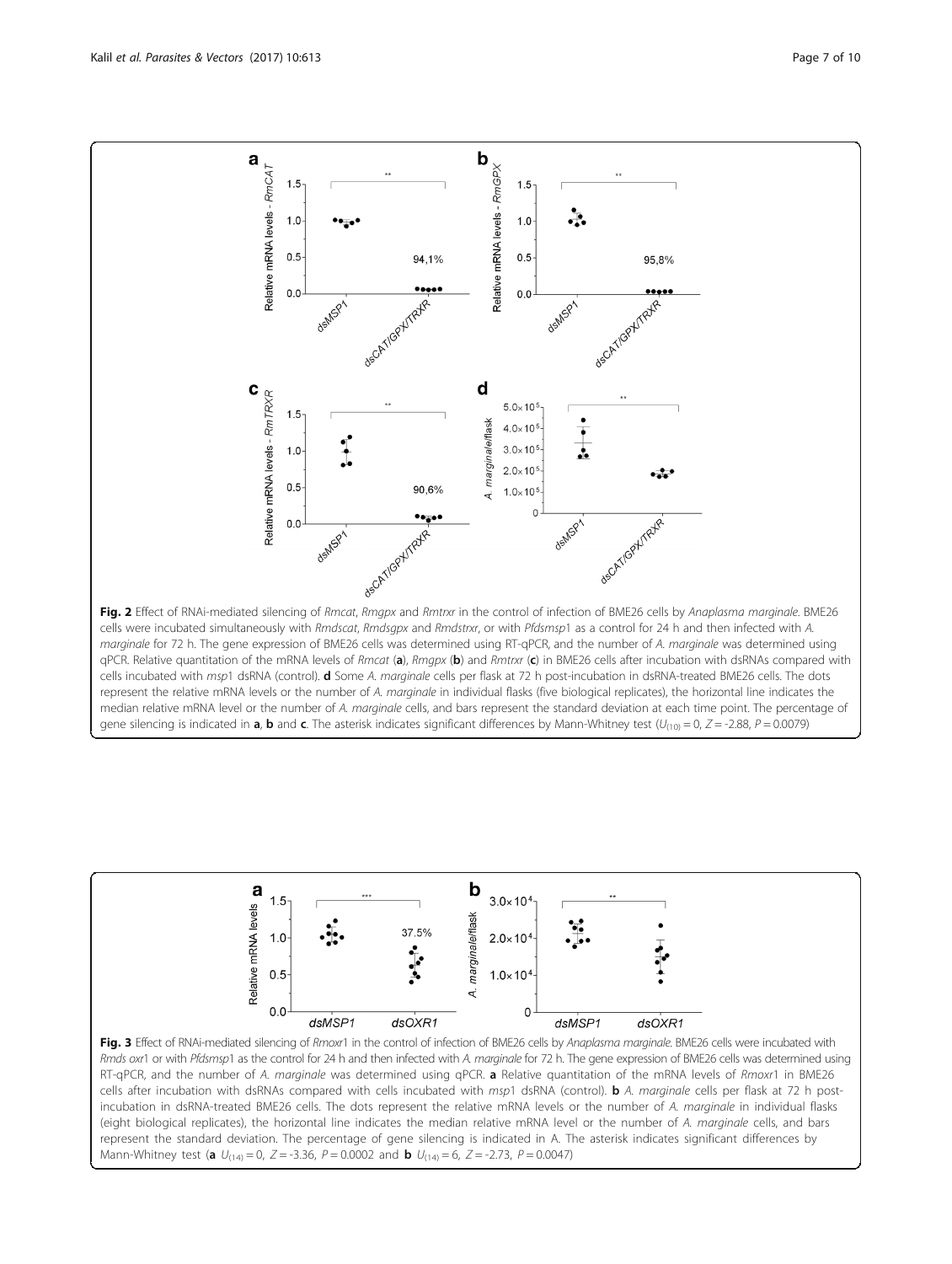a

Relative mRNA levels - RmCAT

1.5

1.0

0.5

0.0

**

94,1%

dsMSP1

dsCAT/GPX/TRXR

b

Relative mRNA levels - RmGPX

1.5

1.0

0.5

0.0

**

95,8%

dsMSP1

dsCAT/GPX/TRXR

c

Relative mRNA levels - RmTRXR

1.5

1.0

0.5

0.0

**

90,6%

dsMSP1

dsCAT/GPX/TRXR

d

A. marginale/flask

5.0×10⁵

4.0×10⁵

3.0×10⁵

2.0×10⁵

1.0×10⁵

0

**

dsMSP1

dsCAT/GPX/TRXR

**Fig. 2** Effect of RNAi-mediated silencing of *Rmcat*, *Rmgpx* and *Rmtrxr* in the control of infection of BME26 cells by *Anaplasma marginale*. BME26 cells were incubated simultaneously with *Rmdscat*, *Rmdsgpx* and *Rmdstrxr*, or with *Pfdsmsp*1 as a control for 24 h and then infected with *A. marginale* for 72 h. The gene expression of BME26 cells was determined using RT-qPCR, and the number of *A. marginale* was determined using qPCR. Relative quantitation of the mRNA levels of *Rmcat* (**a**), *Rmgpx* (**b**) and *Rmtrxr* (**c**) in BME26 cells after incubation with dsRNAs compared with cells incubated with *msp*1 dsRNA (control). **d** Some *A. marginale* cells per flask at 72 h post-incubation in dsRNA-treated BME26 cells. The dots represent the relative mRNA levels or the number of *A. marginale* in individual flasks (five biological replicates), the horizontal line indicates the median relative mRNA level or the number of *A. marginale* cells, and bars represent the standard deviation at each time point. The percentage of gene silencing is indicated in **a**, **b** and **c**. The asterisk indicates significant differences by Mann-Whitney test ($U_{(10)} = 0$, $Z = -2.88$, $P = 0.0079$)

a

Relative mRNA levels

1.5

1.0

0.5

0.0

***

37.5%

dsMSP1

dsOXR1

b

A. marginale/flask

3.0×10⁴

2.0×10⁴

1.0×10⁴

0

**

dsMSP1

dsOXR1

**Fig. 3** Effect of RNAi-mediated silencing of *Rmoxr*1 in the control of infection of BME26 cells by *Anaplasma marginale*. BME26 cells were incubated with *Rmds oxr*1 or with *Pfdsmsp*1 as the control for 24 h and then infected with *A. marginale* for 72 h. The gene expression of BME26 cells was determined using RT-qPCR, and the number of *A. marginale* was determined using qPCR. **a** Relative quantitation of the mRNA levels of *Rmoxr*1 in BME26 cells after incubation with dsRNAs compared with cells incubated with *msp*1 dsRNA (control). **b** *A. marginale* cells per flask at 72 h post-incubation in dsRNA-treated BME26 cells. The dots represent the relative mRNA levels or the number of *A. marginale* in individual flasks (eight biological replicates), the horizontal line indicates the median relative mRNA level or the number of *A. marginale* cells, and bars represent the standard deviation. The percentage of gene silencing is indicated in A. The asterisk indicates significant differences by Mann-Whitney test (**a** $U_{(14)} = 0$, $Z = -3.36$, $P = 0.0002$ and **b** $U_{(14)} = 6$, $Z = -2.73$, $P = 0.0047$)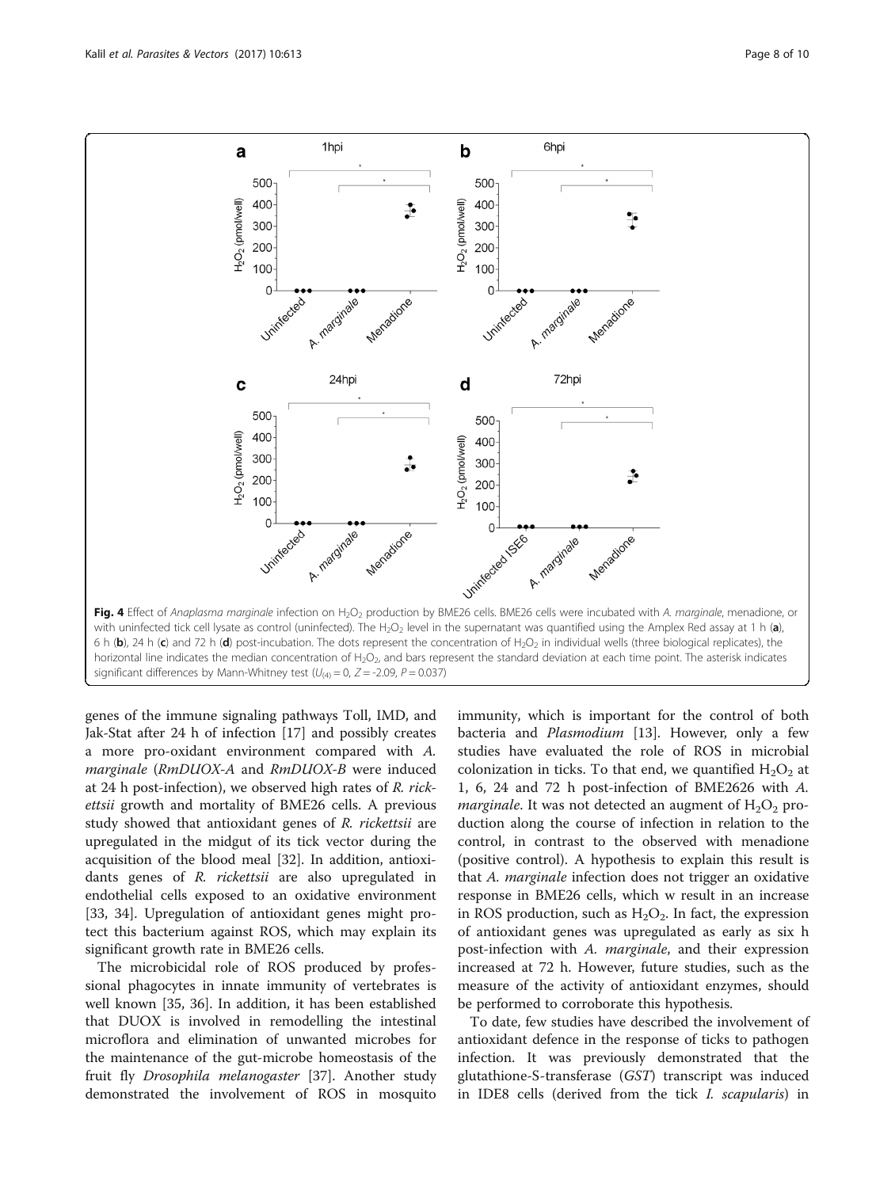a
1hpi
500
400
300
200
100
0
$H_2O_2$ (pmol/well)
Uninfected
A. marginale
Menadione

b
6hpi
500
400
300
200
100
0
$H_2O_2$ (pmol/well)
Uninfected
A. marginale
Menadione

c
24hpi
500
400
300
200
100
0
$H_2O_2$ (pmol/well)
Uninfected
A. marginale
Menadione

d
72hpi
500
400
300
200
100
0
$H_2O_2$ (pmol/well)
Uninfected ISE6
A. marginale
Menadione

**Fig. 4** Effect of *Anaplasma marginale* infection on $H_2O_2$ production by BME26 cells. BME26 cells were incubated with *A. marginale*, menadione, or with uninfected tick cell lysate as control (uninfected). The $H_2O_2$ level in the supernatant was quantified using the Amplex Red assay at 1 h (**a**), 6 h (**b**), 24 h (**c**) and 72 h (**d**) post-incubation. The dots represent the concentration of $H_2O_2$ in individual wells (three biological replicates), the horizontal line indicates the median concentration of $H_2O_2$, and bars represent the standard deviation at each time point. The asterisk indicates significant differences by Mann-Whitney test ($U_{(4)} = 0$, $Z = -2.09$, $P = 0.037$)

genes of the immune signaling pathways Toll, IMD, and Jak-Stat after 24 h of infection [17] and possibly creates a more pro-oxidant environment compared with *A. marginale* (*RmDUOX-A* and *RmDUOX-B* were induced at 24 h post-infection), we observed high rates of *R. rickettsii* growth and mortality of BME26 cells. A previous study showed that antioxidant genes of *R. rickettsii* are upregulated in the midgut of its tick vector during the acquisition of the blood meal [32]. In addition, antioxidants genes of *R. rickettsii* are also upregulated in endothelial cells exposed to an oxidative environment [33, 34]. Upregulation of antioxidant genes might protect this bacterium against ROS, which may explain its significant growth rate in BME26 cells.

The microbicidal role of ROS produced by professional phagocytes in innate immunity of vertebrates is well known [35, 36]. In addition, it has been established that DUOX is involved in remodelling the intestinal microflora and elimination of unwanted microbes for the maintenance of the gut-microbe homeostasis of the fruit fly *Drosophila melanogaster* [37]. Another study demonstrated the involvement of ROS in mosquito immunity, which is important for the control of both bacteria and *Plasmodium* [13]. However, only a few studies have evaluated the role of ROS in microbial colonization in ticks. To that end, we quantified $H_2O_2$ at 1, 6, 24 and 72 h post-infection of BME2626 with *A. marginale*. It was not detected an augment of $H_2O_2$ production along the course of infection in relation to the control, in contrast to the observed with menadione (positive control). A hypothesis to explain this result is that *A. marginale* infection does not trigger an oxidative response in BME26 cells, which w result in an increase in ROS production, such as $H_2O_2$. In fact, the expression of antioxidant genes was upregulated as early as six h post-infection with *A. marginale*, and their expression increased at 72 h. However, future studies, such as the measure of the activity of antioxidant enzymes, should be performed to corroborate this hypothesis.

To date, few studies have described the involvement of antioxidant defence in the response of ticks to pathogen infection. It was previously demonstrated that the glutathione-S-transferase (*GST*) transcript was induced in IDE8 cells (derived from the tick *I. scapularis*) in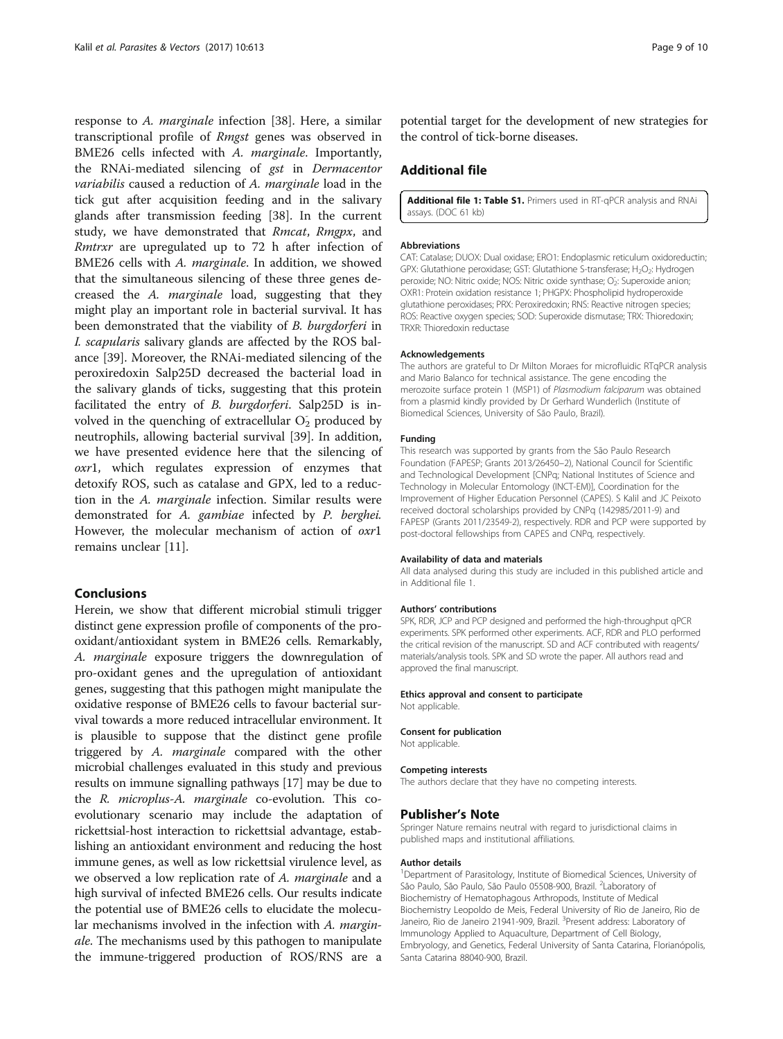response to *A. marginale* infection [38]. Here, a similar transcriptional profile of *Rmgst* genes was observed in BME26 cells infected with *A. marginale*. Importantly, the RNAi-mediated silencing of *gst* in *Dermacentor variabilis* caused a reduction of *A. marginale* load in the tick gut after acquisition feeding and in the salivary glands after transmission feeding [38]. In the current study, we have demonstrated that *Rmcat*, *Rmgpx*, and *Rmtrxr* are upregulated up to 72 h after infection of BME26 cells with *A. marginale*. In addition, we showed that the simultaneous silencing of these three genes decreased the *A. marginale* load, suggesting that they might play an important role in bacterial survival. It has been demonstrated that the viability of *B. burgdorferi* in *I. scapularis* salivary glands are affected by the ROS balance [39]. Moreover, the RNAi-mediated silencing of the peroxiredoxin Salp25D decreased the bacterial load in the salivary glands of ticks, suggesting that this protein facilitated the entry of *B. burgdorferi*. Salp25D is involved in the quenching of extracellular $O_2$ produced by neutrophils, allowing bacterial survival [39]. In addition, we have presented evidence here that the silencing of *oxr*1, which regulates expression of enzymes that detoxify ROS, such as catalase and GPX, led to a reduction in the *A. marginale* infection. Similar results were demonstrated for *A. gambiae* infected by *P. berghei.* However, the molecular mechanism of action of *oxr*1 remains unclear [11].

## Conclusions

Herein, we show that different microbial stimuli trigger distinct gene expression profile of components of the pro-oxidant/antioxidant system in BME26 cells. Remarkably, *A. marginale* exposure triggers the downregulation of pro-oxidant genes and the upregulation of antioxidant genes, suggesting that this pathogen might manipulate the oxidative response of BME26 cells to favour bacterial survival towards a more reduced intracellular environment. It is plausible to suppose that the distinct gene profile triggered by *A. marginale* compared with the other microbial challenges evaluated in this study and previous results on immune signalling pathways [17] may be due to the *R. microplus*-*A. marginale* co-evolution. This co-evolutionary scenario may include the adaptation of rickettsial-host interaction to rickettsial advantage, establishing an antioxidant environment and reducing the host immune genes, as well as low rickettsial virulence level, as we observed a low replication rate of *A. marginale* and a high survival of infected BME26 cells. Our results indicate the potential use of BME26 cells to elucidate the molecular mechanisms involved in the infection with *A. marginale*. The mechanisms used by this pathogen to manipulate the immune-triggered production of ROS/RNS are a potential target for the development of new strategies for the control of tick-borne diseases.

## Additional file

**Additional file 1: Table S1.** Primers used in RT-qPCR analysis and RNAi assays. (DOC 61 kb)

#### Abbreviations

CAT: Catalase; DUOX: Dual oxidase; ERO1: Endoplasmic reticulum oxidoreductin; GPX: Glutathione peroxidase; GST: Glutathione S-transferase; $H_2O_2$: Hydrogen peroxide; NO: Nitric oxide; NOS: Nitric oxide synthase; $O_2^-$: Superoxide anion; OXR1: Protein oxidation resistance 1; PHGPX: Phospholipid hydroperoxide glutathione peroxidases; PRX: Peroxiredoxin; RNS: Reactive nitrogen species; ROS: Reactive oxygen species; SOD: Superoxide dismutase; TRX: Thioredoxin; TRXR: Thioredoxin reductase

#### Acknowledgements

The authors are grateful to Dr Milton Moraes for microfluidic RTqPCR analysis and Mario Balanco for technical assistance. The gene encoding the merozoite surface protein 1 (MSP1) of *Plasmodium falciparum* was obtained from a plasmid kindly provided by Dr Gerhard Wunderlich (Institute of Biomedical Sciences, University of São Paulo, Brazil).

#### Funding

This research was supported by grants from the São Paulo Research Foundation (FAPESP; Grants 2013/26450–2), National Council for Scientific and Technological Development [CNPq; National Institutes of Science and Technology in Molecular Entomology (INCT-EM)], Coordination for the Improvement of Higher Education Personnel (CAPES). S Kalil and JC Peixoto received doctoral scholarships provided by CNPq (142985/2011-9) and FAPESP (Grants 2011/23549-2), respectively. RDR and PCP were supported by post-doctoral fellowships from CAPES and CNPq, respectively.

#### Availability of data and materials

All data analysed during this study are included in this published article and in Additional file 1.

#### Authors' contributions

SPK, RDR, JCP and PCP designed and performed the high-throughput qPCR experiments. SPK performed other experiments. ACF, RDR and PLO performed the critical revision of the manuscript. SD and ACF contributed with reagents/materials/analysis tools. SPK and SD wrote the paper. All authors read and approved the final manuscript.

#### Ethics approval and consent to participate

Not applicable.

#### Consent for publication

Not applicable.

#### Competing interests

The authors declare that they have no competing interests.

## Publisher's Note

Springer Nature remains neutral with regard to jurisdictional claims in published maps and institutional affiliations.

#### Author details

[1]Department of Parasitology, Institute of Biomedical Sciences, University of São Paulo, São Paulo, São Paulo 05508-900, Brazil. [2]Laboratory of Biochemistry of Hematophagous Arthropods, Institute of Medical Biochemistry Leopoldo de Meis, Federal University of Rio de Janeiro, Rio de Janeiro, Rio de Janeiro 21941-909, Brazil. [3]Present address: Laboratory of Immunology Applied to Aquaculture, Department of Cell Biology, Embryology, and Genetics, Federal University of Santa Catarina, Florianópolis, Santa Catarina 88040-900, Brazil.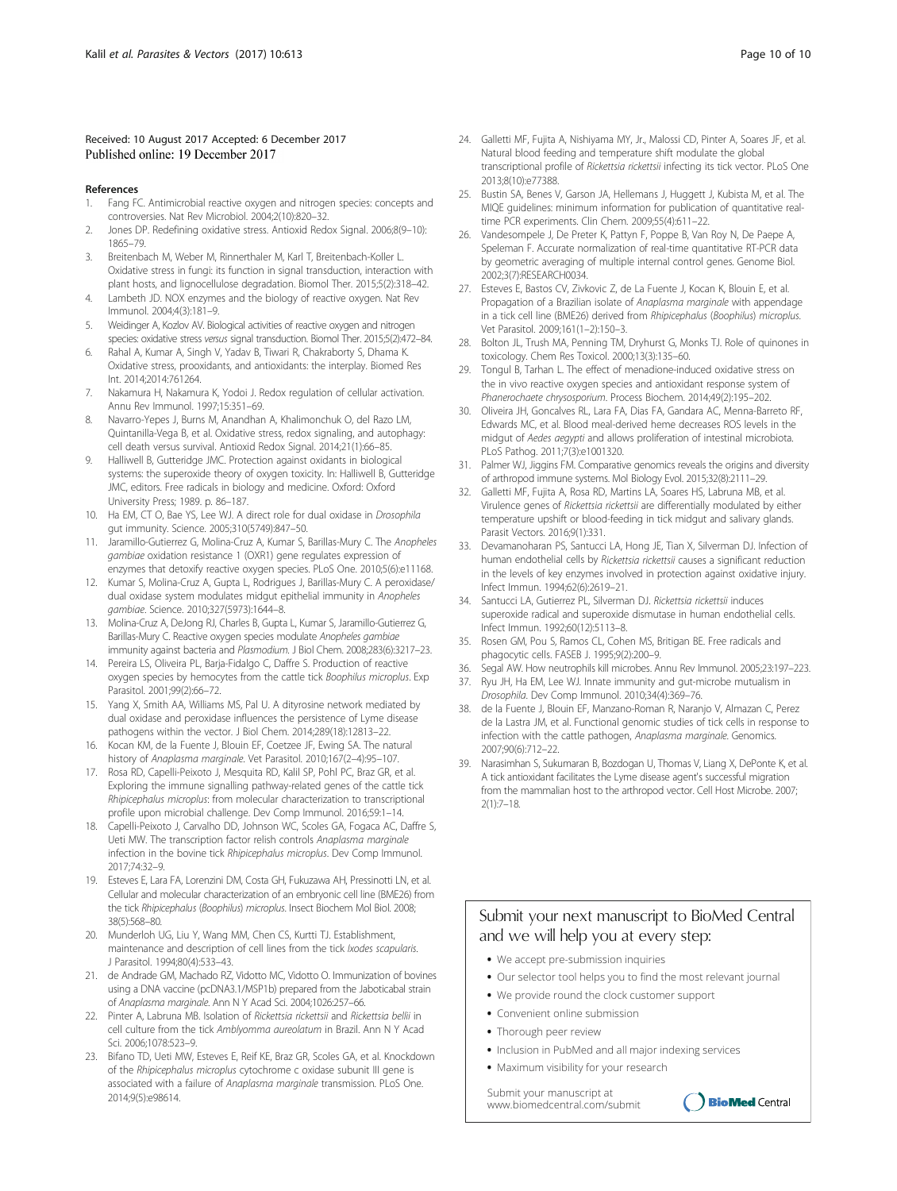Received: 10 August 2017 Accepted: 6 December 2017
Published online: 19 December 2017

## References

1. Fang FC. Antimicrobial reactive oxygen and nitrogen species: concepts and controversies. Nat Rev Microbiol. 2004;2(10):820–32.
2. Jones DP. Redefining oxidative stress. Antioxid Redox Signal. 2006;8(9–10): 1865–79.
3. Breitenbach M, Weber M, Rinnerthaler M, Karl T, Breitenbach-Koller L. Oxidative stress in fungi: its function in signal transduction, interaction with plant hosts, and lignocellulose degradation. Biomol Ther. 2015;5(2):318–42.
4. Lambeth JD. NOX enzymes and the biology of reactive oxygen. Nat Rev Immunol. 2004;4(3):181–9.
5. Weidinger A, Kozlov AV. Biological activities of reactive oxygen and nitrogen species: oxidative stress *versus* signal transduction. Biomol Ther. 2015;5(2):472–84.
6. Rahal A, Kumar A, Singh V, Yadav B, Tiwari R, Chakraborty S, Dhama K. Oxidative stress, prooxidants, and antioxidants: the interplay. Biomed Res Int. 2014;2014:761264.
7. Nakamura H, Nakamura K, Yodoi J. Redox regulation of cellular activation. Annu Rev Immunol. 1997;15:351–69.
8. Navarro-Yepes J, Burns M, Anandhan A, Khalimonchuk O, del Razo LM, Quintanilla-Vega B, et al. Oxidative stress, redox signaling, and autophagy: cell death versus survival. Antioxid Redox Signal. 2014;21(1):66–85.
9. Halliwell B, Gutteridge JMC. Protection against oxidants in biological systems: the superoxide theory of oxygen toxicity. In: Halliwell B, Gutteridge JMC, editors. Free radicals in biology and medicine. Oxford: Oxford University Press; 1989. p. 86–187.
10. Ha EM, CT O, Bae YS, Lee WJ. A direct role for dual oxidase in *Drosophila* gut immunity. Science. 2005;310(5749):847–50.
11. Jaramillo-Gutierrez G, Molina-Cruz A, Kumar S, Barillas-Mury C. The *Anopheles gambiae* oxidation resistance 1 (OXR1) gene regulates expression of enzymes that detoxify reactive oxygen species. PLoS One. 2010;5(6):e11168.
12. Kumar S, Molina-Cruz A, Gupta L, Rodrigues J, Barillas-Mury C. A peroxidase/ dual oxidase system modulates midgut epithelial immunity in *Anopheles gambiae*. Science. 2010;327(5973):1644–8.
13. Molina-Cruz A, DeJong RJ, Charles B, Gupta L, Kumar S, Jaramillo-Gutierrez G, Barillas-Mury C. Reactive oxygen species modulate *Anopheles gambiae* immunity against bacteria and *Plasmodium*. J Biol Chem. 2008;283(6):3217–23.
14. Pereira LS, Oliveira PL, Barja-Fidalgo C, Daffre S. Production of reactive oxygen species by hemocytes from the cattle tick *Boophilus microplus*. Exp Parasitol. 2001;99(2):66–72.
15. Yang X, Smith AA, Williams MS, Pal U. A dityrosine network mediated by dual oxidase and peroxidase influences the persistence of Lyme disease pathogens within the vector. J Biol Chem. 2014;289(18):12813–22.
16. Kocan KM, de la Fuente J, Blouin EF, Coetzee JF, Ewing SA. The natural history of *Anaplasma marginale*. Vet Parasitol. 2010;167(2–4):95–107.
17. Rosa RD, Capelli-Peixoto J, Mesquita RD, Kalil SP, Pohl PC, Braz GR, et al. Exploring the immune signalling pathway-related genes of the cattle tick *Rhipicephalus microplus*: from molecular characterization to transcriptional profile upon microbial challenge. Dev Comp Immunol. 2016;59:1–14.
18. Capelli-Peixoto J, Carvalho DD, Johnson WC, Scoles GA, Fogaca AC, Daffre S, Ueti MW. The transcription factor relish controls *Anaplasma marginale* infection in the bovine tick *Rhipicephalus microplus*. Dev Comp Immunol. 2017;74:32–9.
19. Esteves E, Lara FA, Lorenzini DM, Costa GH, Fukuzawa AH, Pressinotti LN, et al. Cellular and molecular characterization of an embryonic cell line (BME26) from the tick *Rhipicephalus* (*Boophilus*) *microplus*. Insect Biochem Mol Biol. 2008; 38(5):568–80.
20. Munderloh UG, Liu Y, Wang MM, Chen CS, Kurtti TJ. Establishment, maintenance and description of cell lines from the tick *Ixodes scapularis*. J Parasitol. 1994;80(4):533–43.
21. de Andrade GM, Machado RZ, Vidotto MC, Vidotto O. Immunization of bovines using a DNA vaccine (pcDNA3.1/MSP1b) prepared from the Jaboticabal strain of *Anaplasma marginale*. Ann N Y Acad Sci. 2004;1026:257–66.
22. Pinter A, Labruna MB. Isolation of *Rickettsia rickettsii* and *Rickettsia bellii* in cell culture from the tick *Amblyomma aureolatum* in Brazil. Ann N Y Acad Sci. 2006;1078:523–9.
23. Bifano TD, Ueti MW, Esteves E, Reif KE, Braz GR, Scoles GA, et al. Knockdown of the *Rhipicephalus microplus* cytochrome c oxidase subunit III gene is associated with a failure of *Anaplasma marginale* transmission. PLoS One. 2014;9(5):e98614.
24. Galletti MF, Fujita A, Nishiyama MY, Jr., Malossi CD, Pinter A, Soares JF, et al. Natural blood feeding and temperature shift modulate the global transcriptional profile of *Rickettsia rickettsii* infecting its tick vector. PLoS One 2013;8(10):e77388.
25. Bustin SA, Benes V, Garson JA, Hellemans J, Huggett J, Kubista M, et al. The MIQE guidelines: minimum information for publication of quantitative real-time PCR experiments. Clin Chem. 2009;55(4):611–22.
26. Vandesompele J, De Preter K, Pattyn F, Poppe B, Van Roy N, De Paepe A, Speleman F. Accurate normalization of real-time quantitative RT-PCR data by geometric averaging of multiple internal control genes. Genome Biol. 2002;3(7):RESEARCH0034.
27. Esteves E, Bastos CV, Zivkovic Z, de La Fuente J, Kocan K, Blouin E, et al. Propagation of a Brazilian isolate of *Anaplasma marginale* with appendage in a tick cell line (BME26) derived from *Rhipicephalus* (*Boophilus*) *microplus*. Vet Parasitol. 2009;161(1–2):150–3.
28. Bolton JL, Trush MA, Penning TM, Dryhurst G, Monks TJ. Role of quinones in toxicology. Chem Res Toxicol. 2000;13(3):135–60.
29. Tongul B, Tarhan L. The effect of menadione-induced oxidative stress on the in vivo reactive oxygen species and antioxidant response system of *Phanerochaete chrysosporium*. Process Biochem. 2014;49(2):195–202.
30. Oliveira JH, Goncalves RL, Lara FA, Dias FA, Gandara AC, Menna-Barreto RF, Edwards MC, et al. Blood meal-derived heme decreases ROS levels in the midgut of *Aedes aegypti* and allows proliferation of intestinal microbiota. PLoS Pathog. 2011;7(3):e1001320.
31. Palmer WJ, Jiggins FM. Comparative genomics reveals the origins and diversity of arthropod immune systems. Mol Biology Evol. 2015;32(8):2111–29.
32. Galletti MF, Fujita A, Rosa RD, Martins LA, Soares HS, Labruna MB, et al. Virulence genes of *Rickettsia rickettsii* are differentially modulated by either temperature upshift or blood-feeding in tick midgut and salivary glands. Parasit Vectors. 2016;9(1):331.
33. Devamanoharan PS, Santucci LA, Hong JE, Tian X, Silverman DJ. Infection of human endothelial cells by *Rickettsia rickettsii* causes a significant reduction in the levels of key enzymes involved in protection against oxidative injury. Infect Immun. 1994;62(6):2619–21.
34. Santucci LA, Gutierrez PL, Silverman DJ. *Rickettsia rickettsii* induces superoxide radical and superoxide dismutase in human endothelial cells. Infect Immun. 1992;60(12):5113–8.
35. Rosen GM, Pou S, Ramos CL, Cohen MS, Britigan BE. Free radicals and phagocytic cells. FASEB J. 1995;9(2):200–9.
36. Segal AW. How neutrophils kill microbes. Annu Rev Immunol. 2005;23:197–223.
37. Ryu JH, Ha EM, Lee WJ. Innate immunity and gut-microbe mutualism in *Drosophila*. Dev Comp Immunol. 2010;34(4):369–76.
38. de la Fuente J, Blouin EF, Manzano-Roman R, Naranjo V, Almazan C, Perez de la Lastra JM, et al. Functional genomic studies of tick cells in response to infection with the cattle pathogen, *Anaplasma marginale*. Genomics. 2007;90(6):712–22.
39. Narasimhan S, Sukumaran B, Bozdogan U, Thomas V, Liang X, DePonte K, et al. A tick antioxidant facilitates the Lyme disease agent's successful migration from the mammalian host to the arthropod vector. Cell Host Microbe. 2007; 2(1):7–18.

Submit your next manuscript to BioMed Central and we will help you at every step:

- We accept pre-submission inquiries
- Our selector tool helps you to find the most relevant journal
- We provide round the clock customer support
- Convenient online submission
- Thorough peer review
- Inclusion in PubMed and all major indexing services
- Maximum visibility for your research

Submit your manuscript at
www.biomedcentral.com/submit

BioMed Central